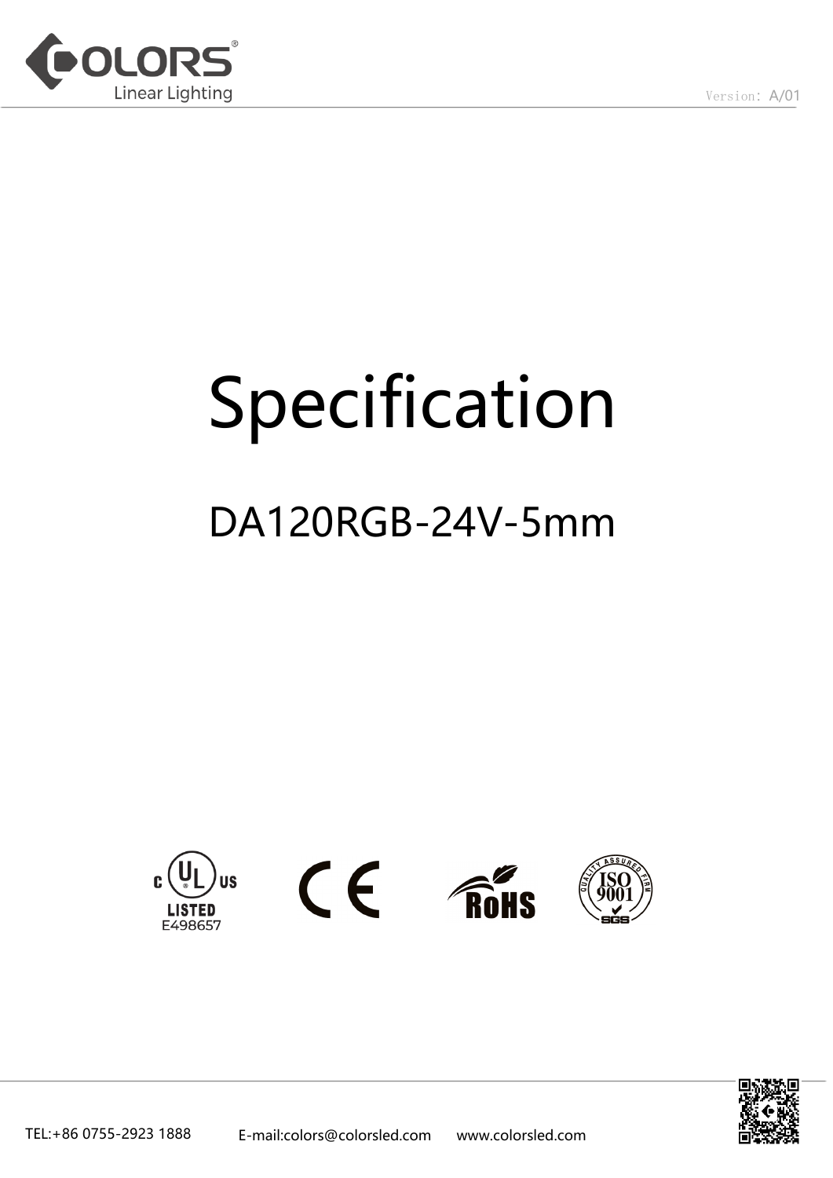# Specification

## DA120RGB-24V-5mm

LISTED E498657

TEL:+86 0755-2923 1888 E-mail:colors@colorsled.com www.colorsled.com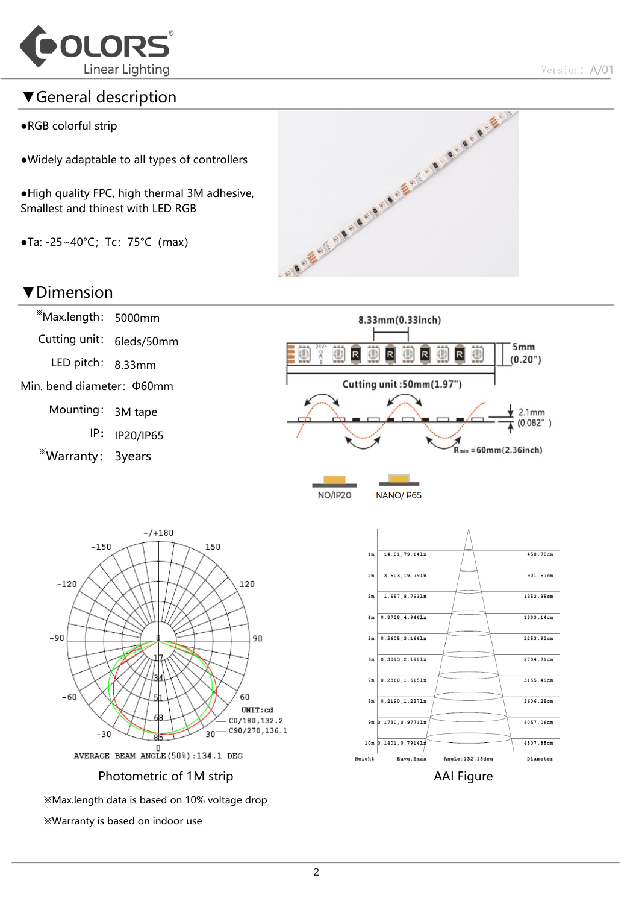## ▼General description

- RGB colorful strip
- Widely adaptable to all types of controllers
- High quality FPC, high thermal 3M adhesive, Smallest and thinest with LED RGB
- Ta: -25~40°C；Tc：75°C（max)

## ▼Dimension

| | |
|---|---|
| ※Max.length： | 5000mm |
| Cutting unit： | 6leds/50mm |
| LED pitch： | 8.33mm |
| Min. bend diameter： | Φ60mm |
| Mounting： | 3M tape |
| IP： | IP20/IP65 |
| ※Warranty： | 3years |

8.33mm(0.33inch)

5mm (0.20")

Cutting unit :50mm(1.97")

2.1mm (0.082")

$R_{min}$ =60mm(2.36inch)

NO/IP20　NANO/IP65

UNIT:cd
C0/180,132.2
C90/270,136.1

AVERAGE BEAM ANGLE(50%):134.1 DEG

Photometric of 1M strip

| Height | Eavg,Emax | Diameter |
|---|---|---|
| 1m | 14.01,79.141x | 450.78cm |
| 2m | 3.503,19.791x | 901.57cm |
| 3m | 1.557,8.7931x | 1352.35cm |
| 4m | 0.8758,4.9461x | 1803.14cm |
| 5m | 0.5605,3.1661x | 2253.92cm |
| 6m | 0.3893,2.1981x | 2704.71cm |
| 7m | 0.2860,1.6151x | 3155.49cm |
| 8m | 0.2190,1.2371x | 3606.28cm |
| 9m | 0.1730,0.97711x | 4057.06cm |
| 10m | 0.1401,0.79141x | 4507.85cm |

Angle:132.15deg

AAI Figure

※Max.length data is based on 10% voltage drop

※Warranty is based on indoor use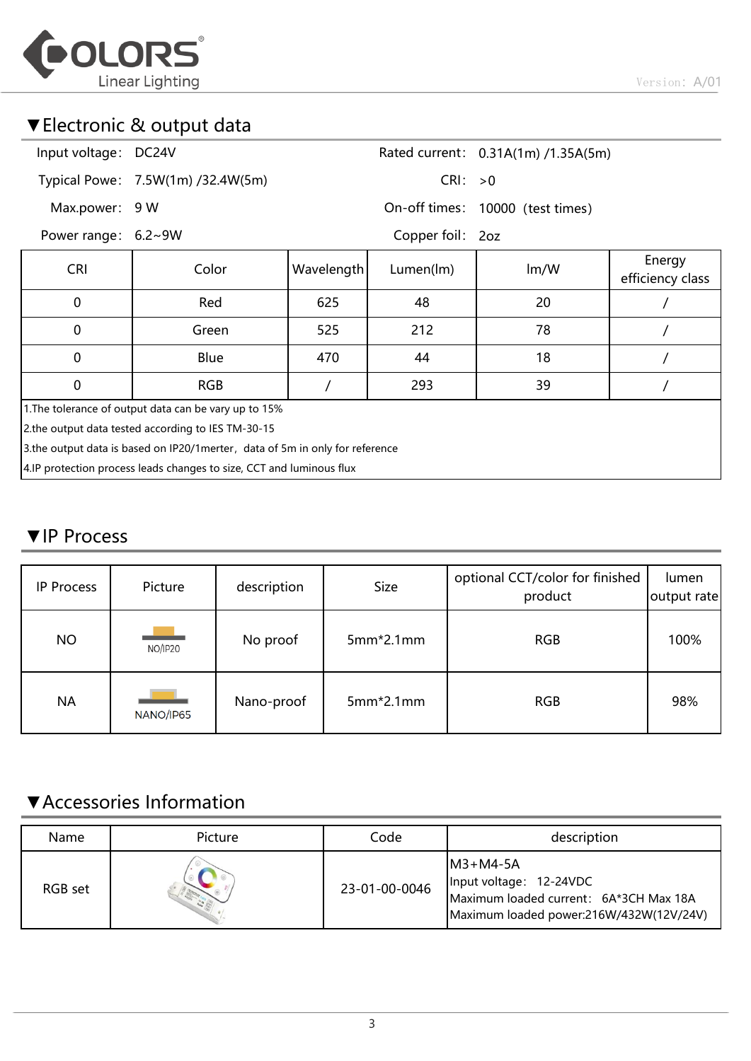## ▼Electronic & output data

| | | | |
|---|---|---|---|
| Input voltage: | DC24V | Rated current: | 0.31A(1m) /1.35A(5m) |
| Typical Powe: | 7.5W(1m) /32.4W(5m) | CRI: | >0 |
| Max.power: | 9 W | On-off times: | 10000（test times) |
| Power range: | 6.2~9W | Copper foil: | 2oz |

| CRI | Color | Wavelength | Lumen(lm) | lm/W | Energy efficiency class |
|---|---|---|---|---|---|
| 0 | Red | 625 | 48 | 20 | / |
| 0 | Green | 525 | 212 | 78 | / |
| 0 | Blue | 470 | 44 | 18 | / |
| 0 | RGB | / | 293 | 39 | / |

1.The tolerance of output data can be vary up to 15%

2.the output data tested according to IES TM-30-15

3.the output data is based on IP20/1merter，data of 5m in only for reference

4.IP protection process leads changes to size, CCT and luminous flux

## ▼IP Process

| IP Process | Picture | description | Size | optional CCT/color for finished product | lumen output rate |
|---|---|---|---|---|---|
| NO | NO/IP20 | No proof | 5mm*2.1mm | RGB | 100% |
| NA | NANO/IP65 | Nano-proof | 5mm*2.1mm | RGB | 98% |

## ▼Accessories Information

| Name | Picture | Code | description |
|---|---|---|---|
| RGB set | | 23-01-00-0046 | M3+M4-5A<br>Input voltage: 12-24VDC<br>Maximum loaded current: 6A*3CH Max 18A<br>Maximum loaded power:216W/432W(12V/24V) |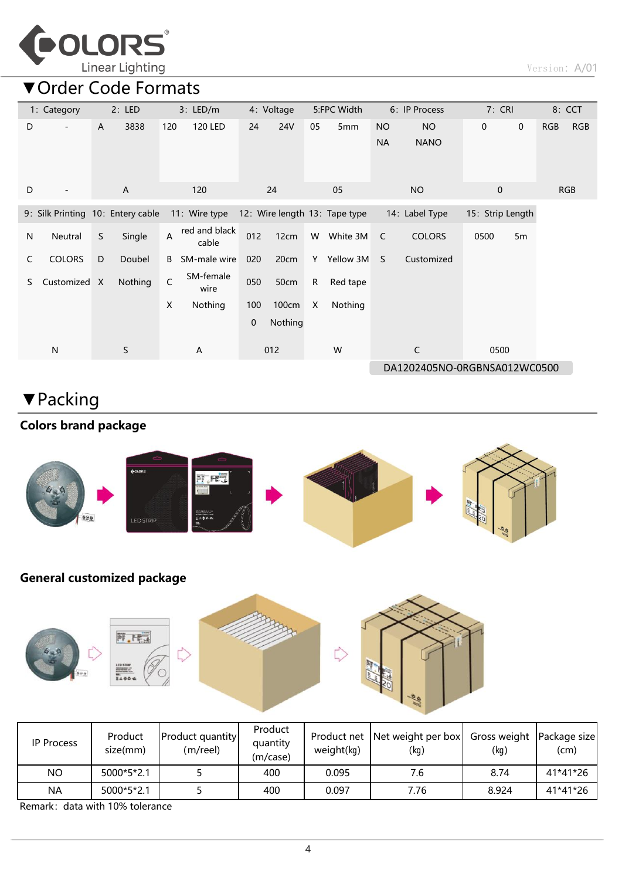# ▼Order Code Formats

| 1: Category | | 2: LED | | 3: LED/m | | 4: Voltage | | 5:FPC Width | | 6: IP Process | | 7: CRI | | 8: CCT | |
|---|---|---|---|---|---|---|---|---|---|---|---|---|---|---|---|
| D | - | A | 3838 | 120 | 120 LED | 24 | 24V | 05 | 5mm | NO | NO | 0 | 0 | RGB | RGB |
| | | | | | | | | | | NA | NANO | | | | |
| D | - | A | | 120 | | 24 | | 05 | | NO | | 0 | | RGB | |

| 9: Silk Printing | | 10: Entery cable | | 11: Wire type | | 12: Wire length | | 13: Tape type | | 14: Label Type | | 15: Strip Length | |
|---|---|---|---|---|---|---|---|---|---|---|---|---|---|
| N | Neutral | S | Single | A | red and black cable | 012 | 12cm | W | White 3M | C | COLORS | 0500 | 5m |
| C | COLORS | D | Doubel | B | SM-male wire | 020 | 20cm | Y | Yellow 3M | S | Customized | | |
| S | Customized | X | Nothing | C | SM-female wire | 050 | 50cm | R | Red tape | | | | |
| | | | | X | Nothing | 100 | 100cm | X | Nothing | | | | |
| | | | | | | 0 | Nothing | | | | | | |
| N | | S | | A | | 012 | | W | | C | | 0500 | |

DA1202405NO-0RGBNSA012WC0500

# ▼Packing

**Colors brand package**

**General customized package**

| IP Process | Product size(mm) | Product quantity (m/reel) | Product quantity (m/case) | Product net weight(kg) | Net weight per box (kg) | Gross weight (kg) | Package size (cm) |
|---|---|---|---|---|---|---|---|
| NO | 5000*5*2.1 | 5 | 400 | 0.095 | 7.6 | 8.74 | 41*41*26 |
| NA | 5000*5*2.1 | 5 | 400 | 0.097 | 7.76 | 8.924 | 41*41*26 |

Remark: data with 10% tolerance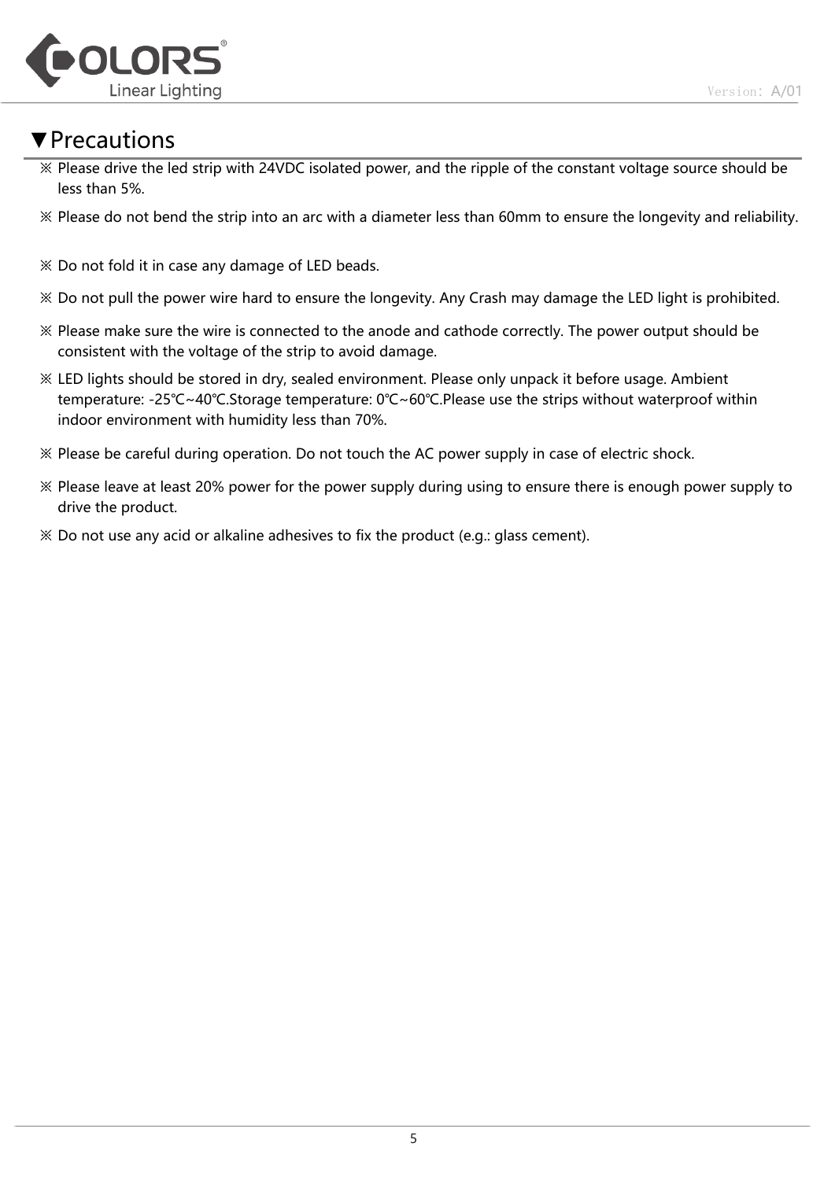# ▼Precautions

※ Please drive the led strip with 24VDC isolated power, and the ripple of the constant voltage source should be less than 5%.

※ Please do not bend the strip into an arc with a diameter less than 60mm to ensure the longevity and reliability.

※ Do not fold it in case any damage of LED beads.

※ Do not pull the power wire hard to ensure the longevity. Any Crash may damage the LED light is prohibited.

※ Please make sure the wire is connected to the anode and cathode correctly. The power output should be consistent with the voltage of the strip to avoid damage.

※ LED lights should be stored in dry, sealed environment. Please only unpack it before usage. Ambient temperature: -25℃~40℃.Storage temperature: 0℃~60℃.Please use the strips without waterproof within indoor environment with humidity less than 70%.

※ Please be careful during operation. Do not touch the AC power supply in case of electric shock.

※ Please leave at least 20% power for the power supply during using to ensure there is enough power supply to drive the product.

※ Do not use any acid or alkaline adhesives to fix the product (e.g.: glass cement).